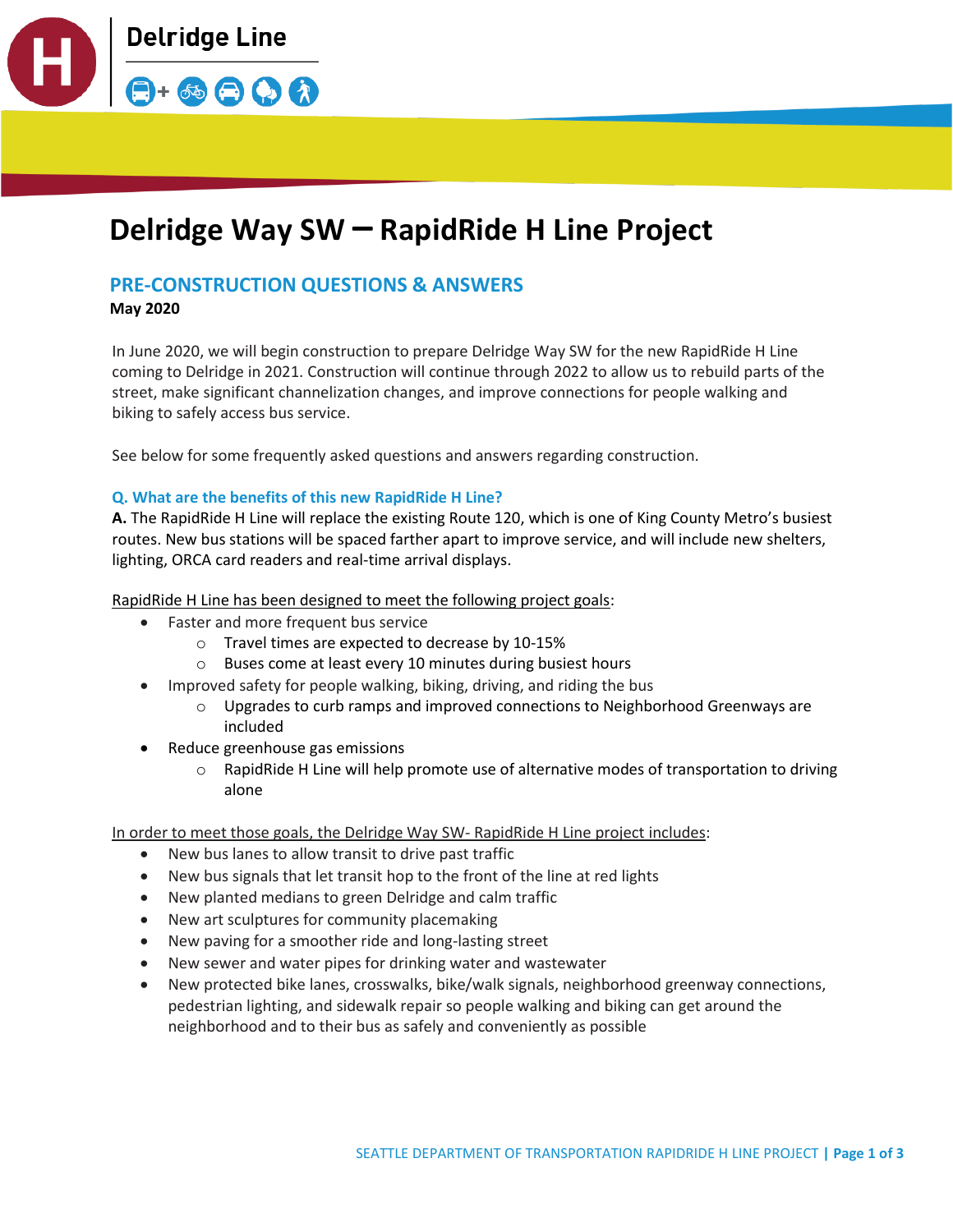Delridge Line

# Delridge Way SW – RapidRide H Line Project

## PRE-CONSTRUCTION QUESTIONS & ANSWERS

**May 2020**

In June 2020, we will begin construction to prepare Delridge Way SW for the new RapidRide H Line coming to Delridge in 2021. Construction will continue through 2022 to allow us to rebuild parts of the street, make significant channelization changes, and improve connections for people walking and biking to safely access bus service.

See below for some frequently asked questions and answers regarding construction.

### Q. What are the benefits of this new RapidRide H Line?

**A.** The RapidRide H Line will replace the existing Route 120, which is one of King County Metro's busiest routes. New bus stations will be spaced farther apart to improve service, and will include new shelters, lighting, ORCA card readers and real-time arrival displays.

RapidRide H Line has been designed to meet the following project goals:

- Faster and more frequent bus service
  - Travel times are expected to decrease by 10-15%
  - Buses come at least every 10 minutes during busiest hours
- Improved safety for people walking, biking, driving, and riding the bus
  - Upgrades to curb ramps and improved connections to Neighborhood Greenways are included
- Reduce greenhouse gas emissions
  - RapidRide H Line will help promote use of alternative modes of transportation to driving alone

In order to meet those goals, the Delridge Way SW- RapidRide H Line project includes:

- New bus lanes to allow transit to drive past traffic
- New bus signals that let transit hop to the front of the line at red lights
- New planted medians to green Delridge and calm traffic
- New art sculptures for community placemaking
- New paving for a smoother ride and long-lasting street
- New sewer and water pipes for drinking water and wastewater
- New protected bike lanes, crosswalks, bike/walk signals, neighborhood greenway connections, pedestrian lighting, and sidewalk repair so people walking and biking can get around the neighborhood and to their bus as safely and conveniently as possible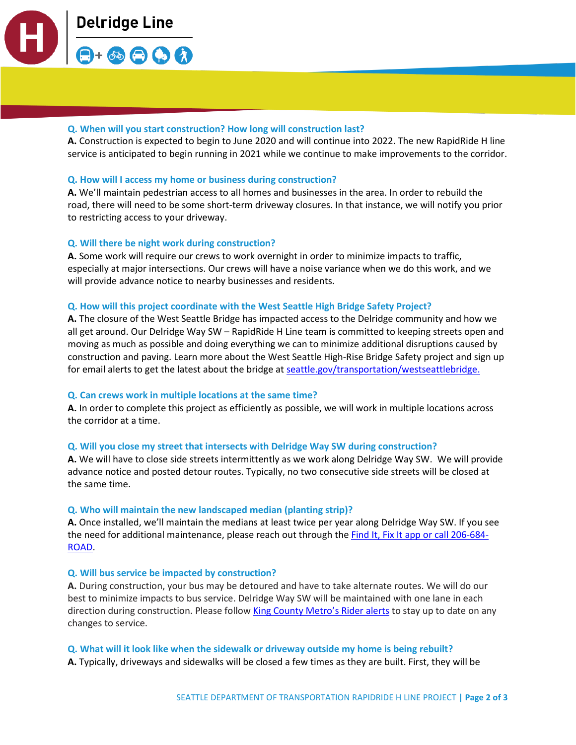**Q. When will you start construction? How long will construction last?**

**A.** Construction is expected to begin to June 2020 and will continue into 2022. The new RapidRide H line service is anticipated to begin running in 2021 while we continue to make improvements to the corridor.

**Q. How will I access my home or business during construction?**

**A.** We'll maintain pedestrian access to all homes and businesses in the area. In order to rebuild the road, there will need to be some short-term driveway closures. In that instance, we will notify you prior to restricting access to your driveway.

**Q. Will there be night work during construction?**

**A.** Some work will require our crews to work overnight in order to minimize impacts to traffic, especially at major intersections. Our crews will have a noise variance when we do this work, and we will provide advance notice to nearby businesses and residents.

**Q. How will this project coordinate with the West Seattle High Bridge Safety Project?**

**A.** The closure of the West Seattle Bridge has impacted access to the Delridge community and how we all get around. Our Delridge Way SW – RapidRide H Line team is committed to keeping streets open and moving as much as possible and doing everything we can to minimize additional disruptions caused by construction and paving. Learn more about the West Seattle High-Rise Bridge Safety project and sign up for email alerts to get the latest about the bridge at [seattle.gov/transportation/westseattlebridge.](seattle.gov/transportation/westseattlebridge)

**Q. Can crews work in multiple locations at the same time?**

**A.** In order to complete this project as efficiently as possible, we will work in multiple locations across the corridor at a time.

**Q. Will you close my street that intersects with Delridge Way SW during construction?**

**A.** We will have to close side streets intermittently as we work along Delridge Way SW. We will provide advance notice and posted detour routes. Typically, no two consecutive side streets will be closed at the same time.

**Q. Who will maintain the new landscaped median (planting strip)?**

**A.** Once installed, we'll maintain the medians at least twice per year along Delridge Way SW. If you see the need for additional maintenance, please reach out through the Find It, Fix It app or call 206-684-ROAD.

**Q. Will bus service be impacted by construction?**

**A.** During construction, your bus may be detoured and have to take alternate routes. We will do our best to minimize impacts to bus service. Delridge Way SW will be maintained with one lane in each direction during construction. Please follow King County Metro's Rider alerts to stay up to date on any changes to service.

**Q. What will it look like when the sidewalk or driveway outside my home is being rebuilt?**

**A.** Typically, driveways and sidewalks will be closed a few times as they are built. First, they will be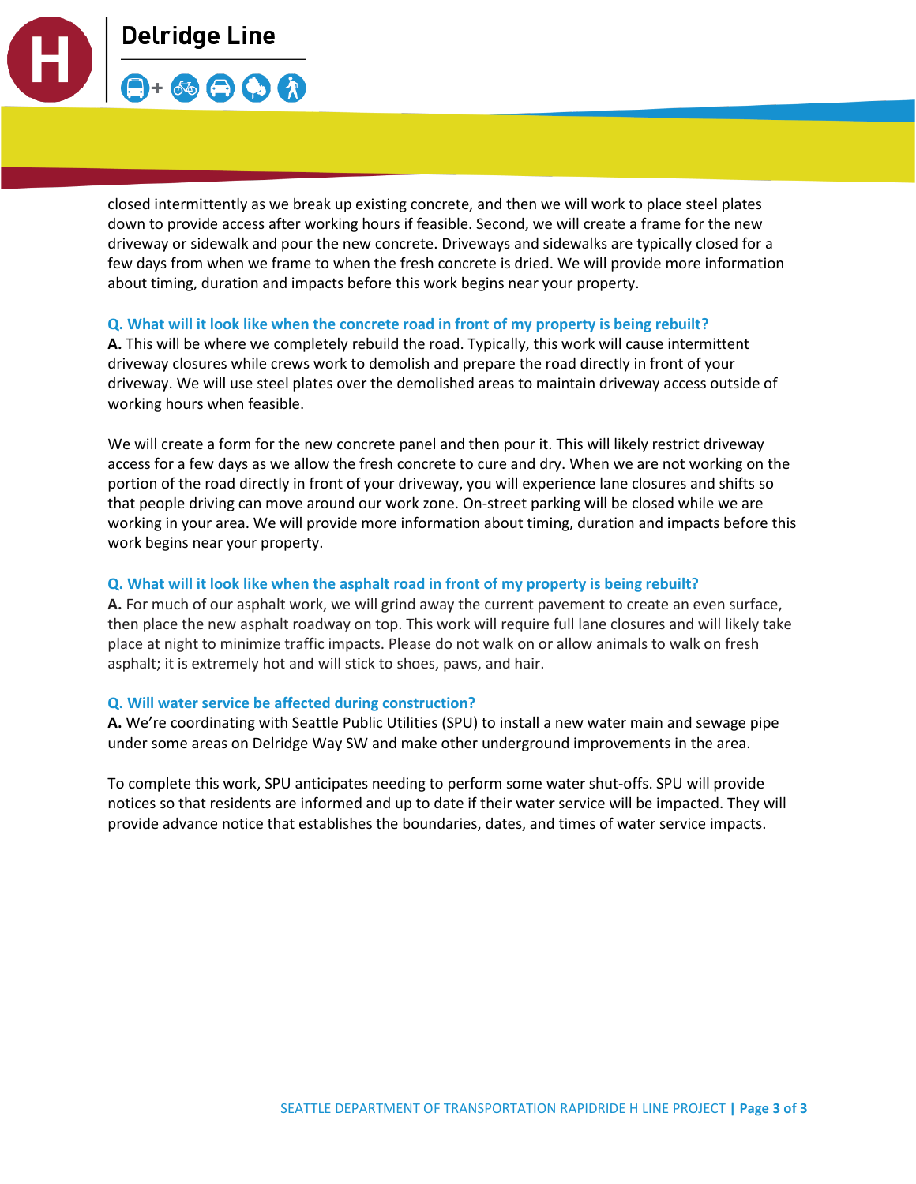closed intermittently as we break up existing concrete, and then we will work to place steel plates down to provide access after working hours if feasible. Second, we will create a frame for the new driveway or sidewalk and pour the new concrete. Driveways and sidewalks are typically closed for a few days from when we frame to when the fresh concrete is dried. We will provide more information about timing, duration and impacts before this work begins near your property.

### Q. What will it look like when the concrete road in front of my property is being rebuilt?

**A.** This will be where we completely rebuild the road. Typically, this work will cause intermittent driveway closures while crews work to demolish and prepare the road directly in front of your driveway. We will use steel plates over the demolished areas to maintain driveway access outside of working hours when feasible.

We will create a form for the new concrete panel and then pour it. This will likely restrict driveway access for a few days as we allow the fresh concrete to cure and dry. When we are not working on the portion of the road directly in front of your driveway, you will experience lane closures and shifts so that people driving can move around our work zone. On-street parking will be closed while we are working in your area. We will provide more information about timing, duration and impacts before this work begins near your property.

### Q. What will it look like when the asphalt road in front of my property is being rebuilt?

**A.** For much of our asphalt work, we will grind away the current pavement to create an even surface, then place the new asphalt roadway on top. This work will require full lane closures and will likely take place at night to minimize traffic impacts. Please do not walk on or allow animals to walk on fresh asphalt; it is extremely hot and will stick to shoes, paws, and hair.

### Q. Will water service be affected during construction?

**A.** We're coordinating with Seattle Public Utilities (SPU) to install a new water main and sewage pipe under some areas on Delridge Way SW and make other underground improvements in the area.

To complete this work, SPU anticipates needing to perform some water shut-offs. SPU will provide notices so that residents are informed and up to date if their water service will be impacted. They will provide advance notice that establishes the boundaries, dates, and times of water service impacts.